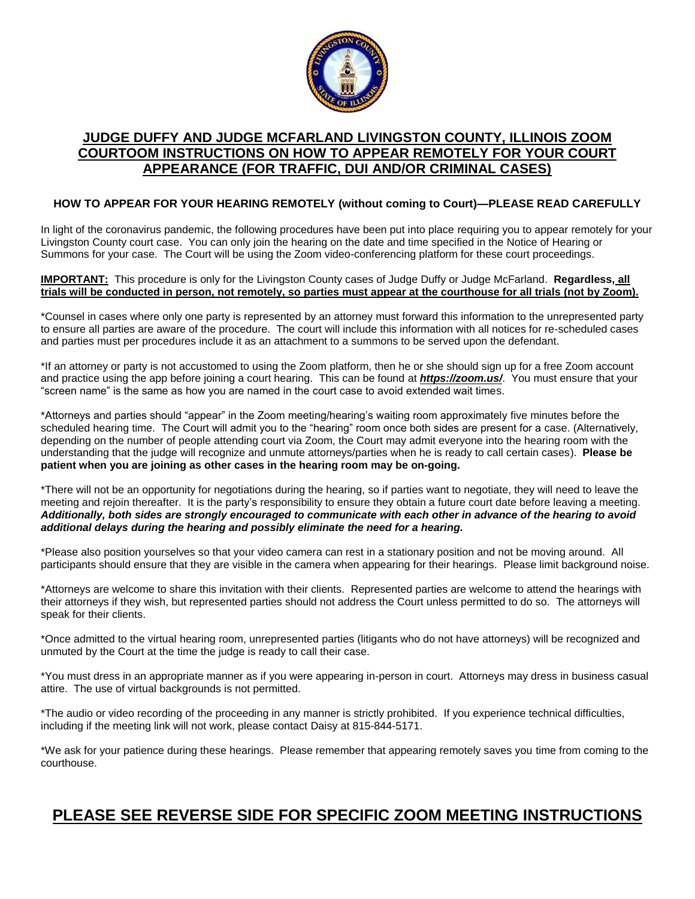# JUDGE DUFFY AND JUDGE MCFARLAND LIVINGSTON COUNTY, ILLINOIS ZOOM COURTOOM INSTRUCTIONS ON HOW TO APPEAR REMOTELY FOR YOUR COURT APPEARANCE (FOR TRAFFIC, DUI AND/OR CRIMINAL CASES)

**HOW TO APPEAR FOR YOUR HEARING REMOTELY (without coming to Court)—PLEASE READ CAREFULLY**

In light of the coronavirus pandemic, the following procedures have been put into place requiring you to appear remotely for your Livingston County court case. You can only join the hearing on the date and time specified in the Notice of Hearing or Summons for your case. The Court will be using the Zoom video-conferencing platform for these court proceedings.

**IMPORTANT:** This procedure is only for the Livingston County cases of Judge Duffy or Judge McFarland. **Regardless, all trials will be conducted in person, not remotely, so parties must appear at the courthouse for all trials (not by Zoom).**

*Counsel in cases where only one party is represented by an attorney must forward this information to the unrepresented party to ensure all parties are aware of the procedure. The court will include this information with all notices for re-scheduled cases and parties must per procedures include it as an attachment to a summons to be served upon the defendant.

*If an attorney or party is not accustomed to using the Zoom platform, then he or she should sign up for a free Zoom account and practice using the app before joining a court hearing. This can be found at ***https://zoom.us/***. You must ensure that your "screen name" is the same as how you are named in the court case to avoid extended wait times.

*Attorneys and parties should "appear" in the Zoom meeting/hearing's waiting room approximately five minutes before the scheduled hearing time. The Court will admit you to the "hearing" room once both sides are present for a case. (Alternatively, depending on the number of people attending court via Zoom, the Court may admit everyone into the hearing room with the understanding that the judge will recognize and unmute attorneys/parties when he is ready to call certain cases). **Please be patient when you are joining as other cases in the hearing room may be on-going.**

*There will not be an opportunity for negotiations during the hearing, so if parties want to negotiate, they will need to leave the meeting and rejoin thereafter. It is the party's responsibility to ensure they obtain a future court date before leaving a meeting. ***Additionally, both sides are strongly encouraged to communicate with each other in advance of the hearing to avoid additional delays during the hearing and possibly eliminate the need for a hearing.***

*Please also position yourselves so that your video camera can rest in a stationary position and not be moving around. All participants should ensure that they are visible in the camera when appearing for their hearings. Please limit background noise.

*Attorneys are welcome to share this invitation with their clients. Represented parties are welcome to attend the hearings with their attorneys if they wish, but represented parties should not address the Court unless permitted to do so. The attorneys will speak for their clients.

*Once admitted to the virtual hearing room, unrepresented parties (litigants who do not have attorneys) will be recognized and unmuted by the Court at the time the judge is ready to call their case.

*You must dress in an appropriate manner as if you were appearing in-person in court. Attorneys may dress in business casual attire. The use of virtual backgrounds is not permitted.

*The audio or video recording of the proceeding in any manner is strictly prohibited. If you experience technical difficulties, including if the meeting link will not work, please contact Daisy at 815-844-5171.

*We ask for your patience during these hearings. Please remember that appearing remotely saves you time from coming to the courthouse.

## PLEASE SEE REVERSE SIDE FOR SPECIFIC ZOOM MEETING INSTRUCTIONS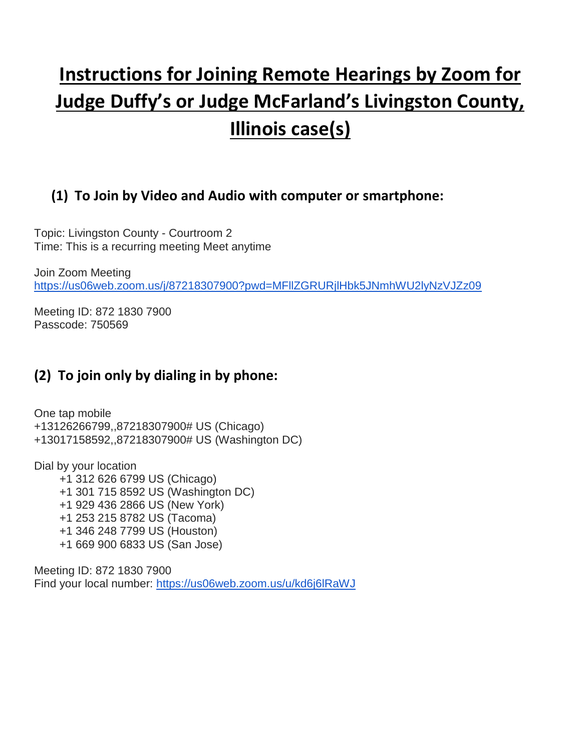# Instructions for Joining Remote Hearings by Zoom for Judge Duffy's or Judge McFarland's Livingston County, Illinois case(s)

## (1) To Join by Video and Audio with computer or smartphone:

Topic: Livingston County - Courtroom 2
Time: This is a recurring meeting Meet anytime

Join Zoom Meeting
https://us06web.zoom.us/j/87218307900?pwd=MFlIZGRURjlHbk5JNmhWU2lyNzVJZz09

Meeting ID: 872 1830 7900
Passcode: 750569

## (2) To join only by dialing in by phone:

One tap mobile
+13126266799,,87218307900# US (Chicago)
+13017158592,,87218307900# US (Washington DC)

Dial by your location
+1 312 626 6799 US (Chicago)
+1 301 715 8592 US (Washington DC)
+1 929 436 2866 US (New York)
+1 253 215 8782 US (Tacoma)
+1 346 248 7799 US (Houston)
+1 669 900 6833 US (San Jose)

Meeting ID: 872 1830 7900
Find your local number: https://us06web.zoom.us/u/kd6j6lRaWJ